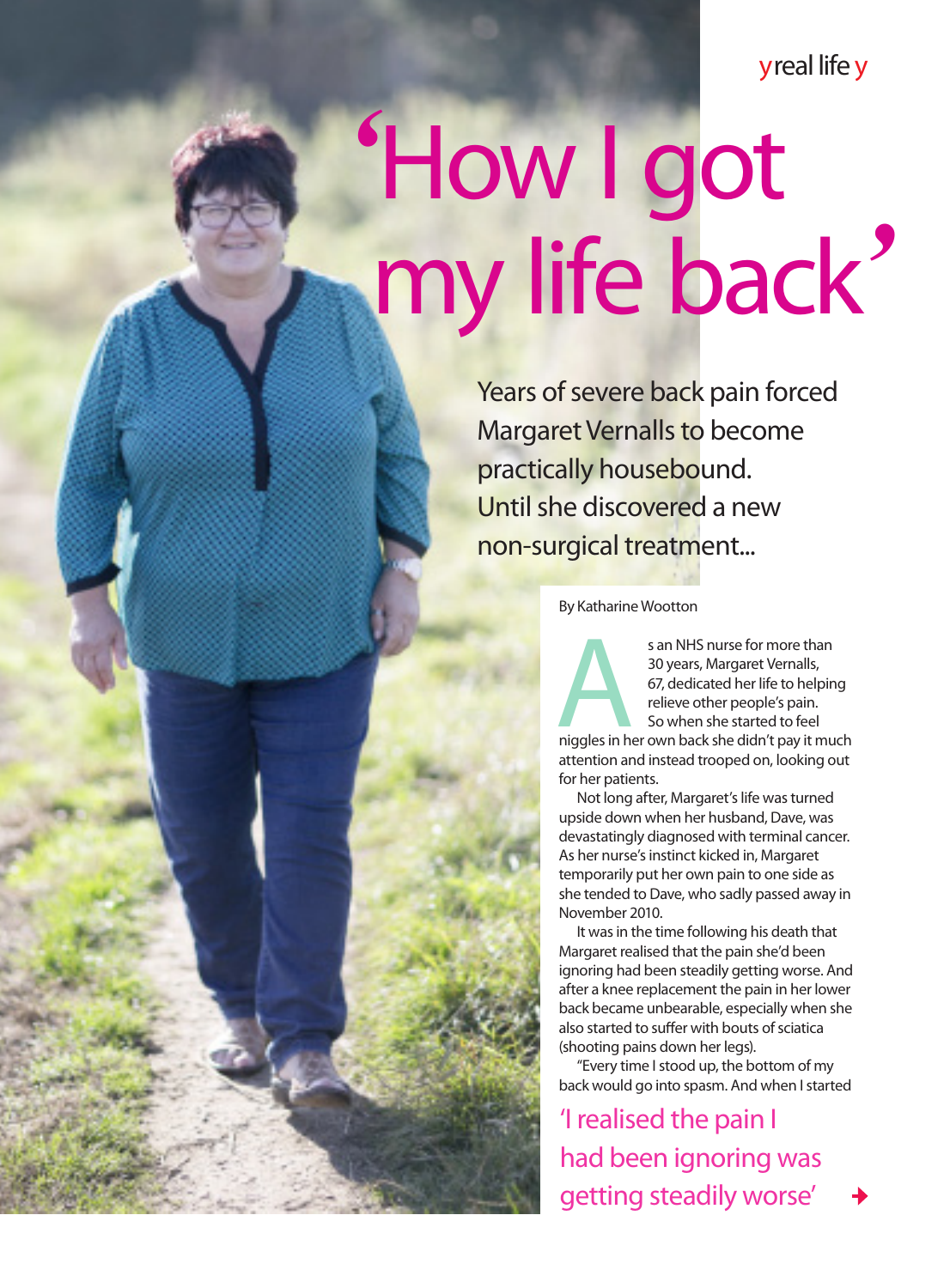real life

# 'How I got my life back'

## Years of severe back pain forced Margaret Vernalls to become practically housebound. Until she discovered a new non-surgical treatment...

By Katharine Wootton

As an NHS nurse for more than 30 years, Margaret Vernalls, 67, dedicated her life to helping relieve other people's pain. So when she started to feel niggles in her own back she didn't pay it much attention and instead trooped on, looking out for her patients.

Not long after, Margaret's life was turned upside down when her husband, Dave, was devastatingly diagnosed with terminal cancer. As her nurse's instinct kicked in, Margaret temporarily put her own pain to one side as she tended to Dave, who sadly passed away in November 2010.

It was in the time following his death that Margaret realised that the pain she'd been ignoring had been steadily getting worse. And after a knee replacement the pain in her lower back became unbearable, especially when she also started to suffer with bouts of sciatica (shooting pains down her legs).

"Every time I stood up, the bottom of my back would go into spasm. And when I started

'I realised the pain I had been ignoring was getting steadily worse'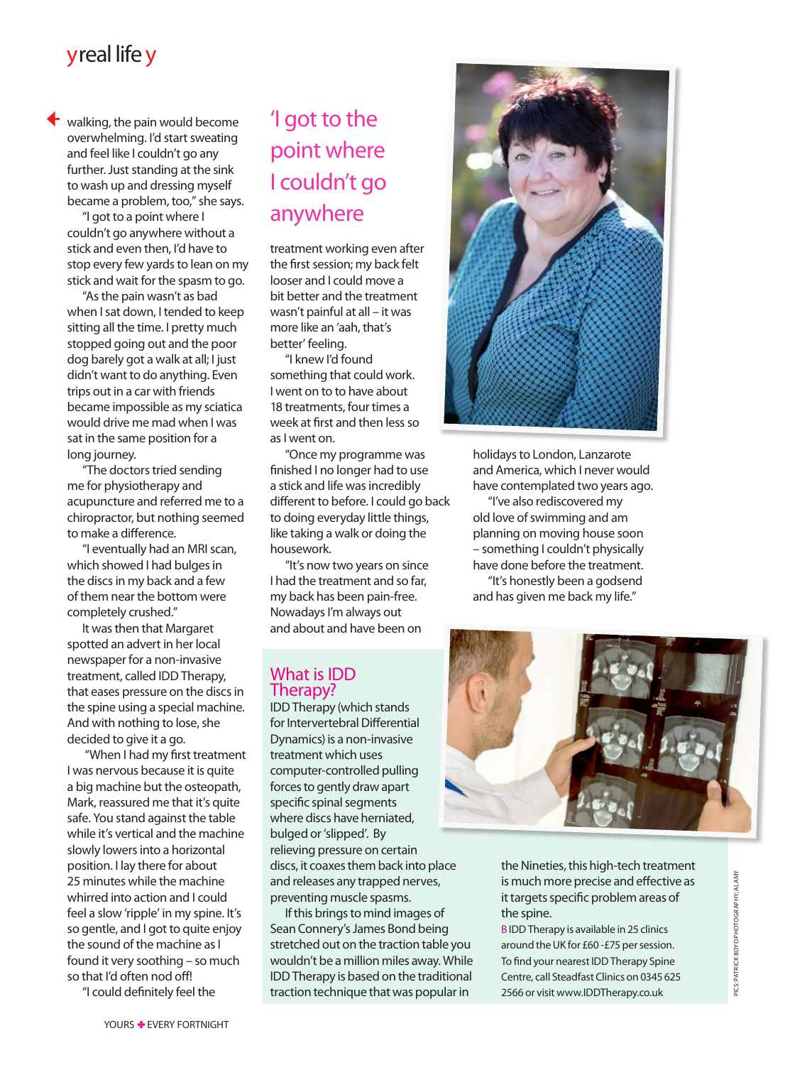walking, the pain would become overwhelming. I'd start sweating and feel like I couldn't go any further. Just standing at the sink to wash up and dressing myself became a problem, too," she says.

"I got to a point where I couldn't go anywhere without a stick and even then, I'd have to stop every few yards to lean on my stick and wait for the spasm to go.

"As the pain wasn't as bad when I sat down, I tended to keep sitting all the time. I pretty much stopped going out and the poor dog barely got a walk at all; I just didn't want to do anything. Even trips out in a car with friends became impossible as my sciatica would drive me mad when I was sat in the same position for a long journey.

"The doctors tried sending me for physiotherapy and acupuncture and referred me to a chiropractor, but nothing seemed to make a difference.

"I eventually had an MRI scan, which showed I had bulges in the discs in my back and a few of them near the bottom were completely crushed."

It was then that Margaret spotted an advert in her local newspaper for a non-invasive treatment, called IDD Therapy, that eases pressure on the discs in the spine using a special machine. And with nothing to lose, she decided to give it a go.

"When I had my first treatment I was nervous because it is quite a big machine but the osteopath, Mark, reassured me that it's quite safe. You stand against the table while it's vertical and the machine slowly lowers into a horizontal position. I lay there for about 25 minutes while the machine whirred into action and I could feel a slow 'ripple' in my spine. It's so gentle, and I got to quite enjoy the sound of the machine as I found it very soothing – so much so that I'd often nod off!

"I could definitely feel the treatment working even after the first session; my back felt looser and I could move a bit better and the treatment wasn't painful at all – it was more like an 'aah, that's better' feeling.

## 'I got to the point where I couldn't go anywhere

"I knew I'd found something that could work. I went on to to have about 18 treatments, four times a week at first and then less so as I went on.

"Once my programme was finished I no longer had to use a stick and life was incredibly different to before. I could go back to doing everyday little things, like taking a walk or doing the housework.

"It's now two years on since I had the treatment and so far, my back has been pain-free. Nowadays I'm always out and about and have been on holidays to London, Lanzarote and America, which I never would have contemplated two years ago.

"I've also rediscovered my old love of swimming and am planning on moving house soon – something I couldn't physically have done before the treatment.

"It's honestly been a godsend and has given me back my life."

## What is IDD Therapy?

IDD Therapy (which stands for Intervertebral Differential Dynamics) is a non-invasive treatment which uses computer-controlled pulling forces to gently draw apart specific spinal segments where discs have herniated, bulged or 'slipped'. By relieving pressure on certain discs, it coaxes them back into place and releases any trapped nerves, preventing muscle spasms.

If this brings to mind images of Sean Connery's James Bond being stretched out on the traction table you wouldn't be a million miles away. While IDD Therapy is based on the traditional traction technique that was popular in the Nineties, this high-tech treatment is much more precise and effective as it targets specific problem areas of the spine.

IDD Therapy is available in 25 clinics around the UK for £60 -£75 per session. To find your nearest IDD Therapy Spine Centre, call Steadfast Clinics on 0345 625 2566 or visit www.IDDTherapy.co.uk

PICS: PATRICK BOYD PHOTOGRAPHY; ALAMY